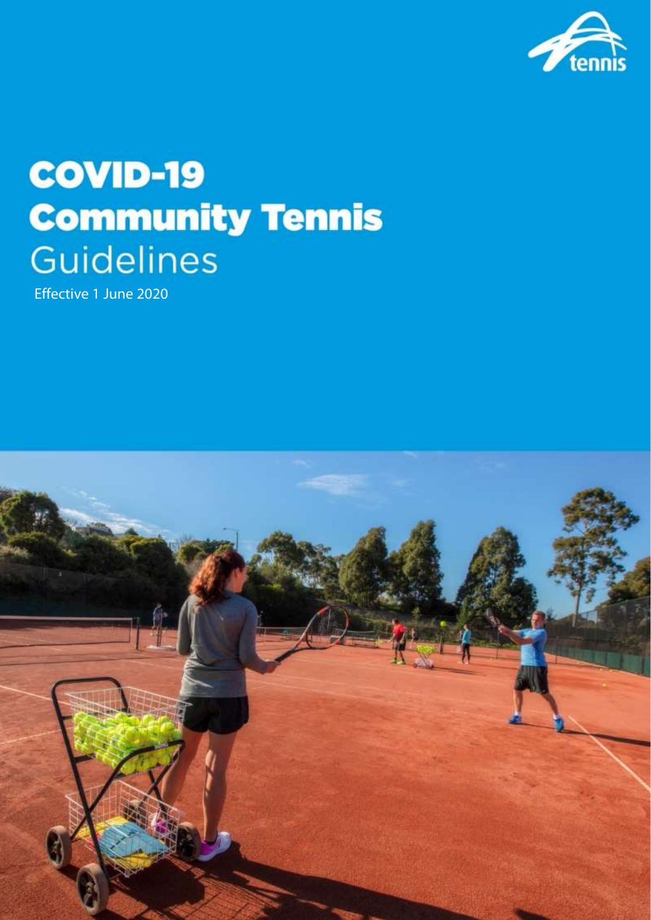tennis

# COVID-19 Community Tennis Guidelines

Effective 1 June 2020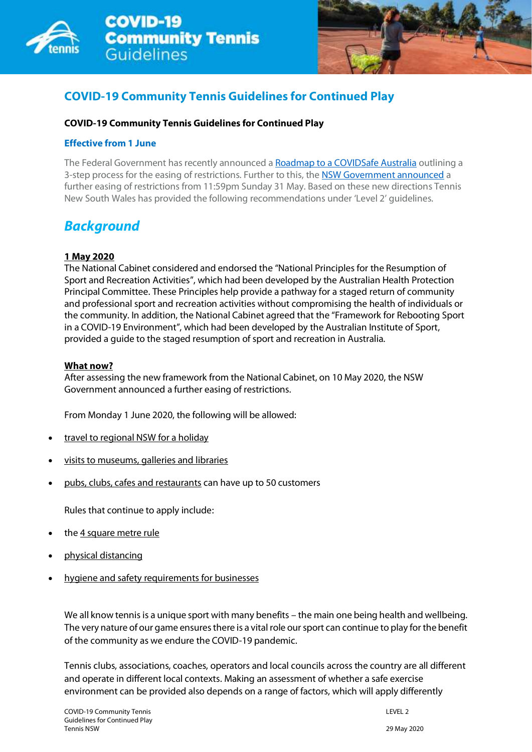# COVID-19 Community Tennis Guidelines for Continued Play

**COVID-19 Community Tennis Guidelines for Continued Play**

**Effective from 1 June**

The Federal Government has recently announced a Roadmap to a COVIDSafe Australia outlining a 3-step process for the easing of restrictions. Further to this, the NSW Government announced a further easing of restrictions from 11:59pm Sunday 31 May. Based on these new directions Tennis New South Wales has provided the following recommendations under 'Level 2' guidelines.

## *Background*

**1 May 2020**

The National Cabinet considered and endorsed the "National Principles for the Resumption of Sport and Recreation Activities", which had been developed by the Australian Health Protection Principal Committee. These Principles help provide a pathway for a staged return of community and professional sport and recreation activities without compromising the health of individuals or the community. In addition, the National Cabinet agreed that the "Framework for Rebooting Sport in a COVID-19 Environment", which had been developed by the Australian Institute of Sport, provided a guide to the staged resumption of sport and recreation in Australia.

**What now?**

After assessing the new framework from the National Cabinet, on 10 May 2020, the NSW Government announced a further easing of restrictions.

From Monday 1 June 2020, the following will be allowed:

- travel to regional NSW for a holiday
- visits to museums, galleries and libraries
- pubs, clubs, cafes and restaurants can have up to 50 customers

Rules that continue to apply include:

- the 4 square metre rule
- physical distancing
- hygiene and safety requirements for businesses

We all know tennis is a unique sport with many benefits – the main one being health and wellbeing. The very nature of our game ensures there is a vital role our sport can continue to play for the benefit of the community as we endure the COVID-19 pandemic.

Tennis clubs, associations, coaches, operators and local councils across the country are all different and operate in different local contexts. Making an assessment of whether a safe exercise environment can be provided also depends on a range of factors, which will apply differently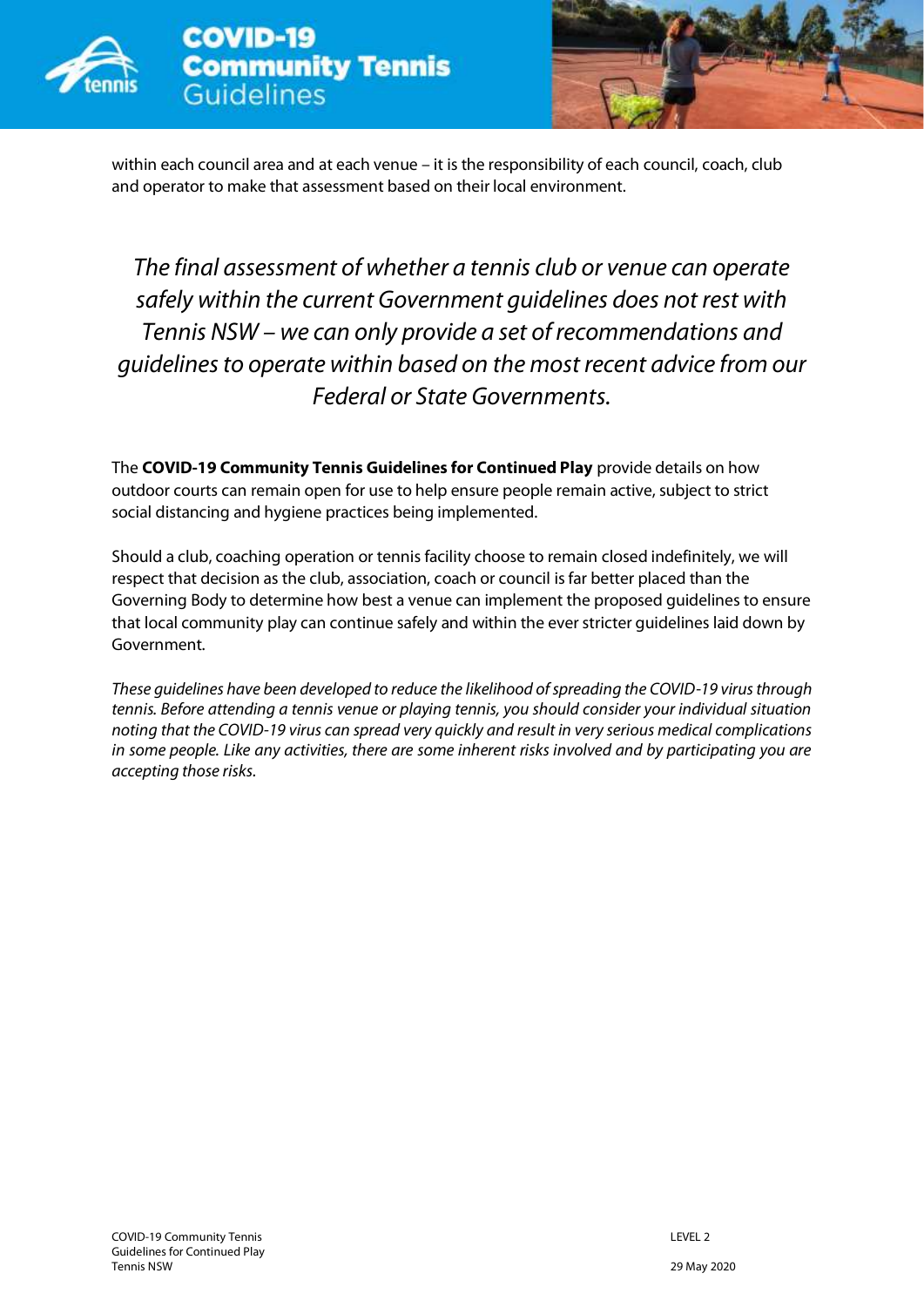within each council area and at each venue – it is the responsibility of each council, coach, club and operator to make that assessment based on their local environment.

*The final assessment of whether a tennis club or venue can operate safely within the current Government guidelines does not rest with Tennis NSW – we can only provide a set of recommendations and guidelines to operate within based on the most recent advice from our Federal or State Governments.*

The **COVID-19 Community Tennis Guidelines for Continued Play** provide details on how outdoor courts can remain open for use to help ensure people remain active, subject to strict social distancing and hygiene practices being implemented.

Should a club, coaching operation or tennis facility choose to remain closed indefinitely, we will respect that decision as the club, association, coach or council is far better placed than the Governing Body to determine how best a venue can implement the proposed guidelines to ensure that local community play can continue safely and within the ever stricter guidelines laid down by Government.

*These guidelines have been developed to reduce the likelihood of spreading the COVID-19 virus through tennis. Before attending a tennis venue or playing tennis, you should consider your individual situation noting that the COVID-19 virus can spread very quickly and result in very serious medical complications in some people. Like any activities, there are some inherent risks involved and by participating you are accepting those risks.*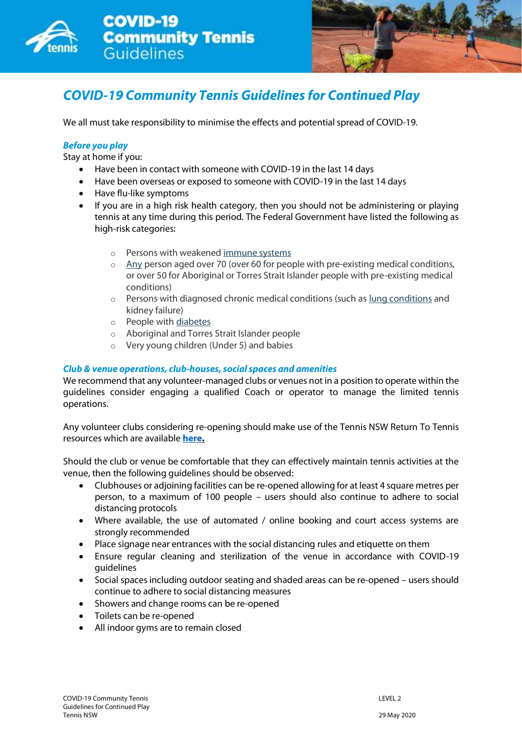# COVID-19 Community Tennis Guidelines for Continued Play

We all must take responsibility to minimise the effects and potential spread of COVID-19.

### *Before you play*

Stay at home if you:

- Have been in contact with someone with COVID-19 in the last 14 days
- Have been overseas or exposed to someone with COVID-19 in the last 14 days
- Have flu-like symptoms
- If you are in a high risk health category, then you should not be administering or playing tennis at any time during this period. The Federal Government have listed the following as high-risk categories:
    - Persons with weakened immune systems
    - Any person aged over 70 (over 60 for people with pre-existing medical conditions, or over 50 for Aboriginal or Torres Strait Islander people with pre-existing medical conditions)
    - Persons with diagnosed chronic medical conditions (such as lung conditions and kidney failure)
    - People with diabetes
    - Aboriginal and Torres Strait Islander people
    - Very young children (Under 5) and babies

### *Club & venue operations, club-houses, social spaces and amenities*

We recommend that any volunteer-managed clubs or venues not in a position to operate within the guidelines consider engaging a qualified Coach or operator to manage the limited tennis operations.

Any volunteer clubs considering re-opening should make use of the Tennis NSW Return To Tennis resources which are available **here.**

Should the club or venue be comfortable that they can effectively maintain tennis activities at the venue, then the following guidelines should be observed:

- Clubhouses or adjoining facilities can be re-opened allowing for at least 4 square metres per person, to a maximum of 100 people – users should also continue to adhere to social distancing protocols
- Where available, the use of automated / online booking and court access systems are strongly recommended
- Place signage near entrances with the social distancing rules and etiquette on them
- Ensure regular cleaning and sterilization of the venue in accordance with COVID-19 guidelines
- Social spaces including outdoor seating and shaded areas can be re-opened – users should continue to adhere to social distancing measures
- Showers and change rooms can be re-opened
- Toilets can be re-opened
- All indoor gyms are to remain closed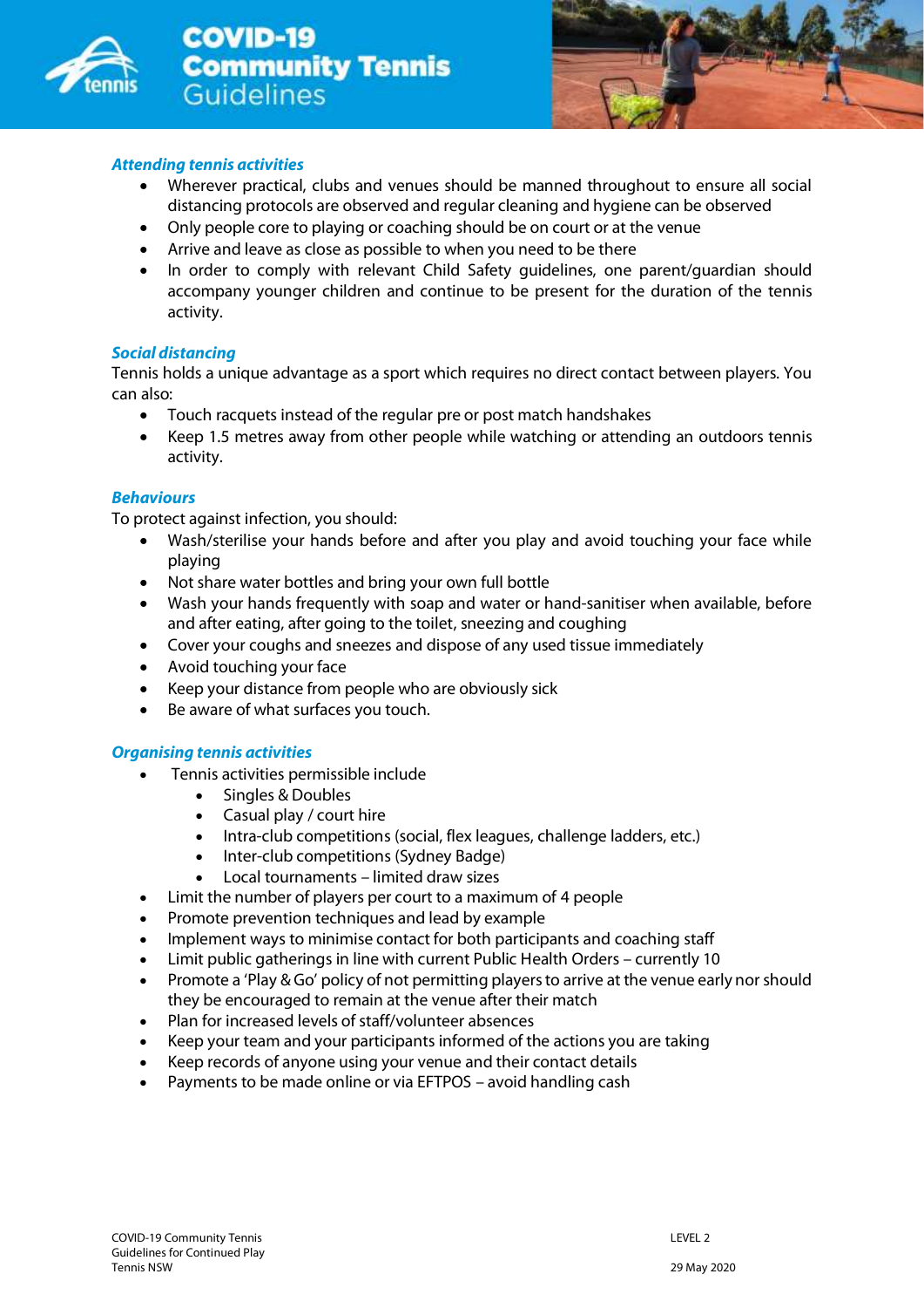### *Attending tennis activities*

- Wherever practical, clubs and venues should be manned throughout to ensure all social distancing protocols are observed and regular cleaning and hygiene can be observed
- Only people core to playing or coaching should be on court or at the venue
- Arrive and leave as close as possible to when you need to be there
- In order to comply with relevant Child Safety guidelines, one parent/guardian should accompany younger children and continue to be present for the duration of the tennis activity.

### *Social distancing*

Tennis holds a unique advantage as a sport which requires no direct contact between players. You can also:

- Touch racquets instead of the regular pre or post match handshakes
- Keep 1.5 metres away from other people while watching or attending an outdoors tennis activity.

### *Behaviours*

To protect against infection, you should:

- Wash/sterilise your hands before and after you play and avoid touching your face while playing
- Not share water bottles and bring your own full bottle
- Wash your hands frequently with soap and water or hand-sanitiser when available, before and after eating, after going to the toilet, sneezing and coughing
- Cover your coughs and sneezes and dispose of any used tissue immediately
- Avoid touching your face
- Keep your distance from people who are obviously sick
- Be aware of what surfaces you touch.

### *Organising tennis activities*

- Tennis activities permissible include
  - Singles & Doubles
  - Casual play / court hire
  - Intra-club competitions (social, flex leagues, challenge ladders, etc.)
  - Inter-club competitions (Sydney Badge)
  - Local tournaments – limited draw sizes
- Limit the number of players per court to a maximum of 4 people
- Promote prevention techniques and lead by example
- Implement ways to minimise contact for both participants and coaching staff
- Limit public gatherings in line with current Public Health Orders – currently 10
- Promote a 'Play & Go' policy of not permitting players to arrive at the venue early nor should they be encouraged to remain at the venue after their match
- Plan for increased levels of staff/volunteer absences
- Keep your team and your participants informed of the actions you are taking
- Keep records of anyone using your venue and their contact details
- Payments to be made online or via EFTPOS – avoid handling cash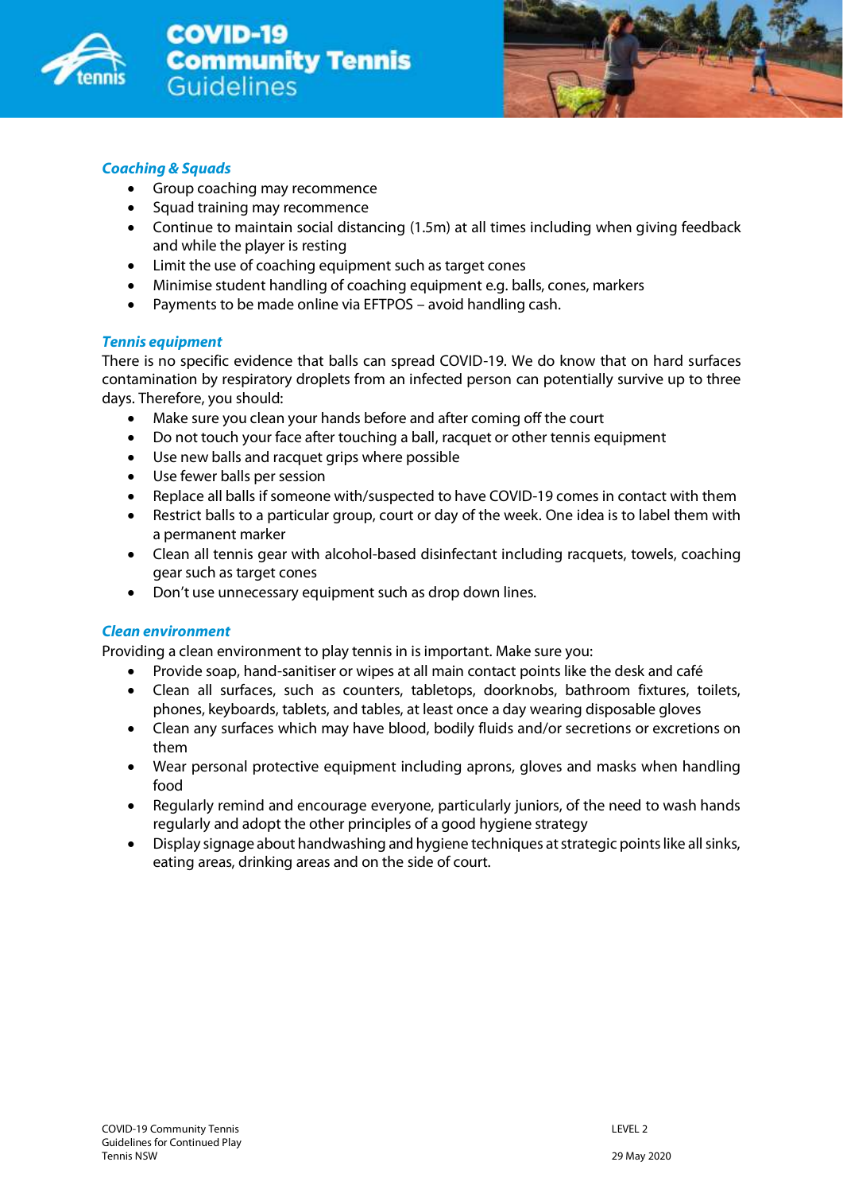### *Coaching & Squads*

- Group coaching may recommence
- Squad training may recommence
- Continue to maintain social distancing (1.5m) at all times including when giving feedback and while the player is resting
- Limit the use of coaching equipment such as target cones
- Minimise student handling of coaching equipment e.g. balls, cones, markers
- Payments to be made online via EFTPOS – avoid handling cash.

### *Tennis equipment*

There is no specific evidence that balls can spread COVID-19. We do know that on hard surfaces contamination by respiratory droplets from an infected person can potentially survive up to three days. Therefore, you should:

- Make sure you clean your hands before and after coming off the court
- Do not touch your face after touching a ball, racquet or other tennis equipment
- Use new balls and racquet grips where possible
- Use fewer balls per session
- Replace all balls if someone with/suspected to have COVID-19 comes in contact with them
- Restrict balls to a particular group, court or day of the week. One idea is to label them with a permanent marker
- Clean all tennis gear with alcohol-based disinfectant including racquets, towels, coaching gear such as target cones
- Don't use unnecessary equipment such as drop down lines.

### *Clean environment*

Providing a clean environment to play tennis in is important. Make sure you:

- Provide soap, hand-sanitiser or wipes at all main contact points like the desk and café
- Clean all surfaces, such as counters, tabletops, doorknobs, bathroom fixtures, toilets, phones, keyboards, tablets, and tables, at least once a day wearing disposable gloves
- Clean any surfaces which may have blood, bodily fluids and/or secretions or excretions on them
- Wear personal protective equipment including aprons, gloves and masks when handling food
- Regularly remind and encourage everyone, particularly juniors, of the need to wash hands regularly and adopt the other principles of a good hygiene strategy
- Display signage about handwashing and hygiene techniques at strategic points like all sinks, eating areas, drinking areas and on the side of court.